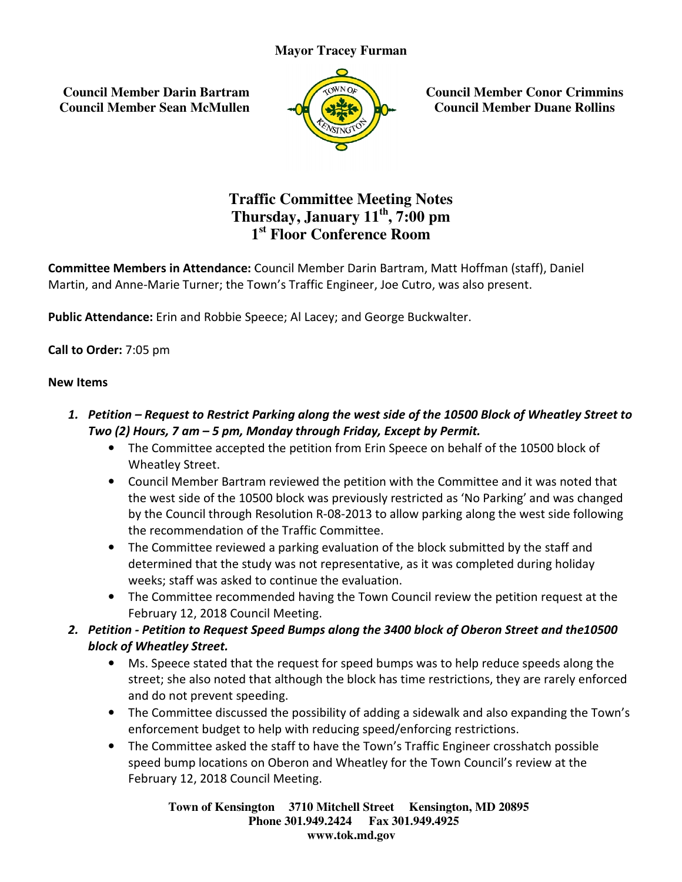**Mayor Tracey Furman**

**Council Member Darin Bartram**
**Council Member Sean McMullen**

**Council Member Conor Crimmins**
**Council Member Duane Rollins**

# Traffic Committee Meeting Notes
## Thursday, January 11th, 7:00 pm
## 1st Floor Conference Room

**Committee Members in Attendance:** Council Member Darin Bartram, Matt Hoffman (staff), Daniel Martin, and Anne-Marie Turner; the Town's Traffic Engineer, Joe Cutro, was also present.

**Public Attendance:** Erin and Robbie Speece; Al Lacey; and George Buckwalter.

**Call to Order:** 7:05 pm

**New Items**

1. ***Petition – Request to Restrict Parking along the west side of the 10500 Block of Wheatley Street to Two (2) Hours, 7 am – 5 pm, Monday through Friday, Except by Permit.***
   - The Committee accepted the petition from Erin Speece on behalf of the 10500 block of Wheatley Street.
   - Council Member Bartram reviewed the petition with the Committee and it was noted that the west side of the 10500 block was previously restricted as 'No Parking' and was changed by the Council through Resolution R-08-2013 to allow parking along the west side following the recommendation of the Traffic Committee.
   - The Committee reviewed a parking evaluation of the block submitted by the staff and determined that the study was not representative, as it was completed during holiday weeks; staff was asked to continue the evaluation.
   - The Committee recommended having the Town Council review the petition request at the February 12, 2018 Council Meeting.
2. ***Petition - Petition to Request Speed Bumps along the 3400 block of Oberon Street and the10500 block of Wheatley Street.***
   - Ms. Speece stated that the request for speed bumps was to help reduce speeds along the street; she also noted that although the block has time restrictions, they are rarely enforced and do not prevent speeding.
   - The Committee discussed the possibility of adding a sidewalk and also expanding the Town's enforcement budget to help with reducing speed/enforcing restrictions.
   - The Committee asked the staff to have the Town's Traffic Engineer crosshatch possible speed bump locations on Oberon and Wheatley for the Town Council's review at the February 12, 2018 Council Meeting.

**Town of Kensington 3710 Mitchell Street Kensington, MD 20895**
**Phone 301.949.2424 Fax 301.949.4925**
**www.tok.md.gov**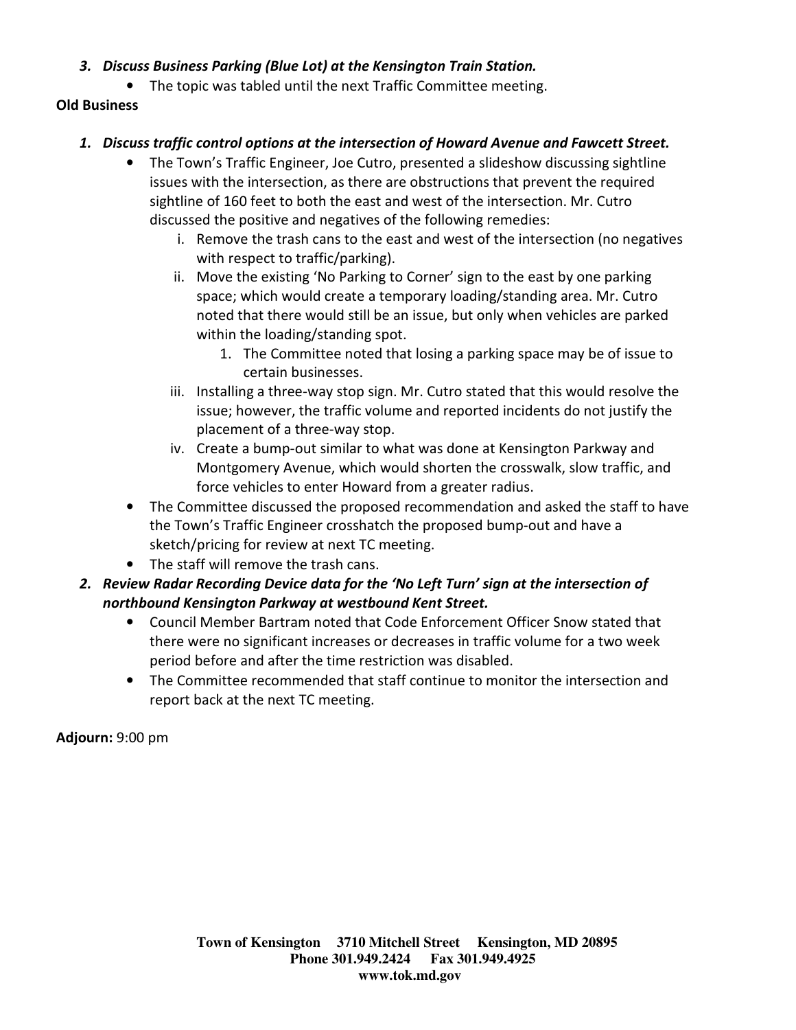3. ***Discuss Business Parking (Blue Lot) at the Kensington Train Station.***
    - The topic was tabled until the next Traffic Committee meeting.

**Old Business**

1. ***Discuss traffic control options at the intersection of Howard Avenue and Fawcett Street.***
    - The Town's Traffic Engineer, Joe Cutro, presented a slideshow discussing sightline issues with the intersection, as there are obstructions that prevent the required sightline of 160 feet to both the east and west of the intersection. Mr. Cutro discussed the positive and negatives of the following remedies:
        i. Remove the trash cans to the east and west of the intersection (no negatives with respect to traffic/parking).
        ii. Move the existing 'No Parking to Corner' sign to the east by one parking space; which would create a temporary loading/standing area. Mr. Cutro noted that there would still be an issue, but only when vehicles are parked within the loading/standing spot.
            1. The Committee noted that losing a parking space may be of issue to certain businesses.
        iii. Installing a three-way stop sign. Mr. Cutro stated that this would resolve the issue; however, the traffic volume and reported incidents do not justify the placement of a three-way stop.
        iv. Create a bump-out similar to what was done at Kensington Parkway and Montgomery Avenue, which would shorten the crosswalk, slow traffic, and force vehicles to enter Howard from a greater radius.
    - The Committee discussed the proposed recommendation and asked the staff to have the Town's Traffic Engineer crosshatch the proposed bump-out and have a sketch/pricing for review at next TC meeting.
    - The staff will remove the trash cans.
2. ***Review Radar Recording Device data for the 'No Left Turn' sign at the intersection of northbound Kensington Parkway at westbound Kent Street.***
    - Council Member Bartram noted that Code Enforcement Officer Snow stated that there were no significant increases or decreases in traffic volume for a two week period before and after the time restriction was disabled.
    - The Committee recommended that staff continue to monitor the intersection and report back at the next TC meeting.

**Adjourn:** 9:00 pm

**Town of Kensington 3710 Mitchell Street Kensington, MD 20895**
**Phone 301.949.2424 Fax 301.949.4925**
**www.tok.md.gov**